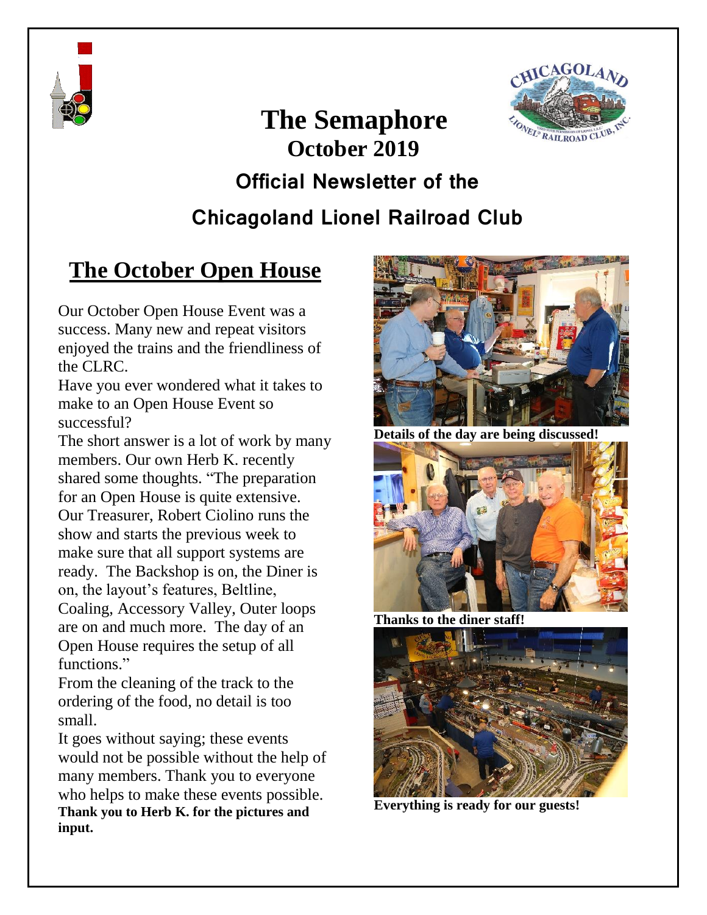# The Semaphore

## October 2019

## Official Newsletter of the Chicagoland Lionel Railroad Club

## The October Open House

Our October Open House Event was a success. Many new and repeat visitors enjoyed the trains and the friendliness of the CLRC.

Have you ever wondered what it takes to make to an Open House Event so successful?

The short answer is a lot of work by many members. Our own Herb K. recently shared some thoughts. "The preparation for an Open House is quite extensive. Our Treasurer, Robert Ciolino runs the show and starts the previous week to make sure that all support systems are ready. The Backshop is on, the Diner is on, the layout's features, Beltline, Coaling, Accessory Valley, Outer loops are on and much more. The day of an Open House requires the setup of all functions."

From the cleaning of the track to the ordering of the food, no detail is too small.

It goes without saying; these events would not be possible without the help of many members. Thank you to everyone who helps to make these events possible.

**Thank you to Herb K. for the pictures and input.**

**Details of the day are being discussed!**

**Thanks to the diner staff!**

**Everything is ready for our guests!**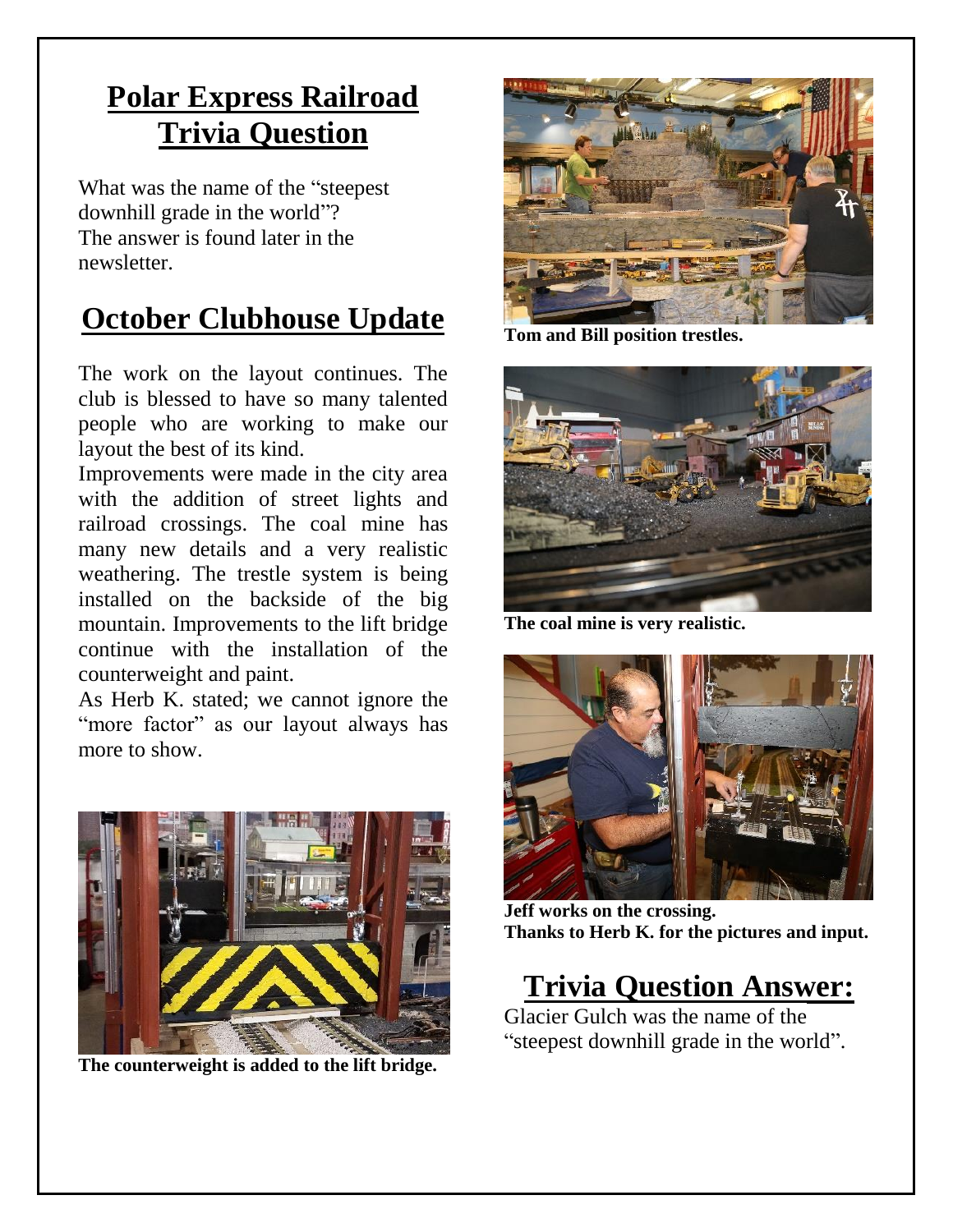## Polar Express Railroad Trivia Question

What was the name of the "steepest downhill grade in the world"? The answer is found later in the newsletter.

## October Clubhouse Update

The work on the layout continues. The club is blessed to have so many talented people who are working to make our layout the best of its kind.

Improvements were made in the city area with the addition of street lights and railroad crossings. The coal mine has many new details and a very realistic weathering. The trestle system is being installed on the backside of the big mountain. Improvements to the lift bridge continue with the installation of the counterweight and paint.

As Herb K. stated; we cannot ignore the "more factor" as our layout always has more to show.

**The counterweight is added to the lift bridge.**

**Tom and Bill position trestles.**

**The coal mine is very realistic.**

**Jeff works on the crossing.**
**Thanks to Herb K. for the pictures and input.**

## Trivia Question Answer:

Glacier Gulch was the name of the "steepest downhill grade in the world".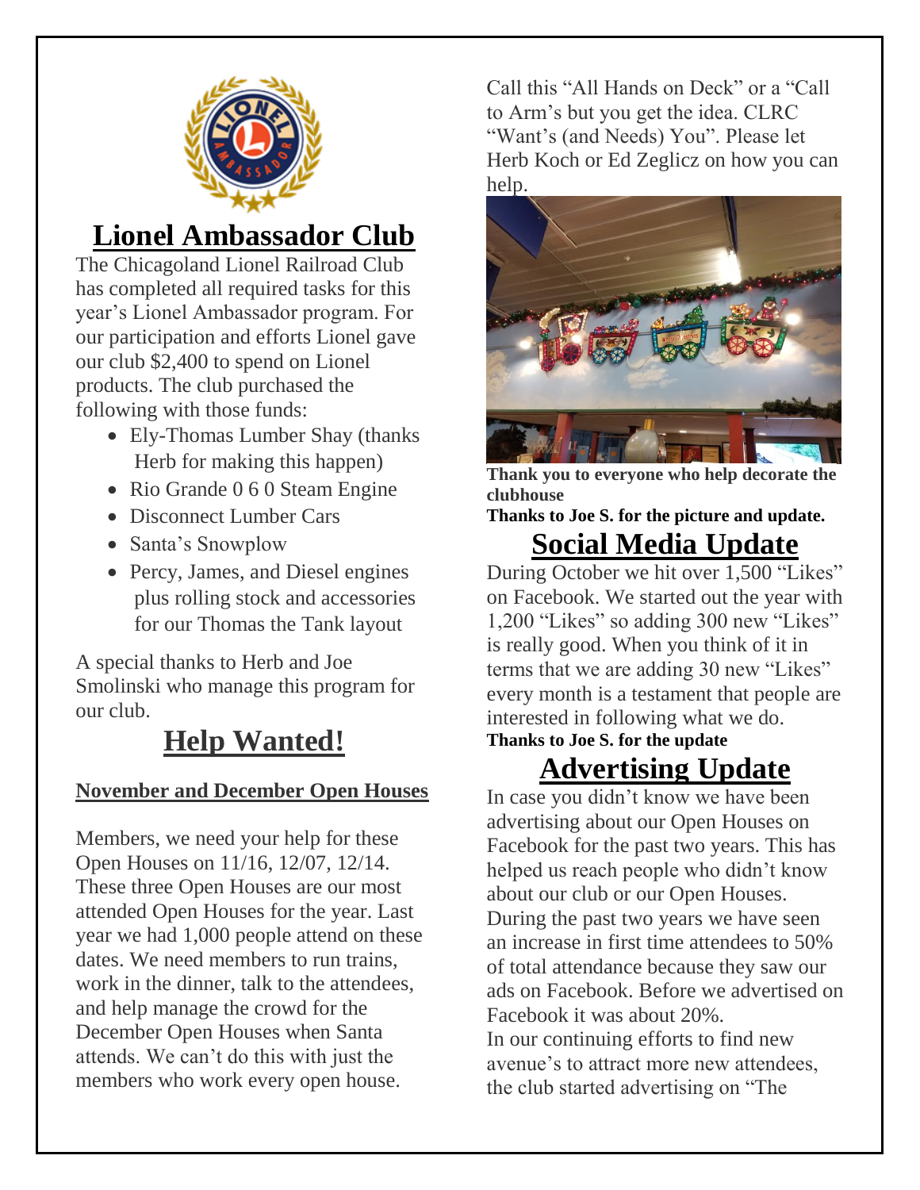## Lionel Ambassador Club

The Chicagoland Lionel Railroad Club has completed all required tasks for this year's Lionel Ambassador program. For our participation and efforts Lionel gave our club $2,400 to spend on Lionel products. The club purchased the following with those funds:

- Ely-Thomas Lumber Shay (thanks Herb for making this happen)
- Rio Grande 0 6 0 Steam Engine
- Disconnect Lumber Cars
- Santa's Snowplow
- Percy, James, and Diesel engines plus rolling stock and accessories for our Thomas the Tank layout

A special thanks to Herb and Joe Smolinski who manage this program for our club.

## Help Wanted!

**November and December Open Houses**

Members, we need your help for these Open Houses on 11/16, 12/07, 12/14. These three Open Houses are our most attended Open Houses for the year. Last year we had 1,000 people attend on these dates. We need members to run trains, work in the dinner, talk to the attendees, and help manage the crowd for the December Open Houses when Santa attends. We can't do this with just the members who work every open house.

Call this "All Hands on Deck" or a "Call to Arm's but you get the idea. CLRC "Want's (and Needs) You". Please let Herb Koch or Ed Zeglicz on how you can help.

**Thank you to everyone who help decorate the clubhouse**

**Thanks to Joe S. for the picture and update.**

## Social Media Update

During October we hit over 1,500 "Likes" on Facebook. We started out the year with 1,200 "Likes" so adding 300 new "Likes" is really good. When you think of it in terms that we are adding 30 new "Likes" every month is a testament that people are interested in following what we do.

**Thanks to Joe S. for the update**

## Advertising Update

In case you didn't know we have been advertising about our Open Houses on Facebook for the past two years. This has helped us reach people who didn't know about our club or our Open Houses. During the past two years we have seen an increase in first time attendees to 50% of total attendance because they saw our ads on Facebook. Before we advertised on Facebook it was about 20%.

In our continuing efforts to find new avenue's to attract more new attendees, the club started advertising on "The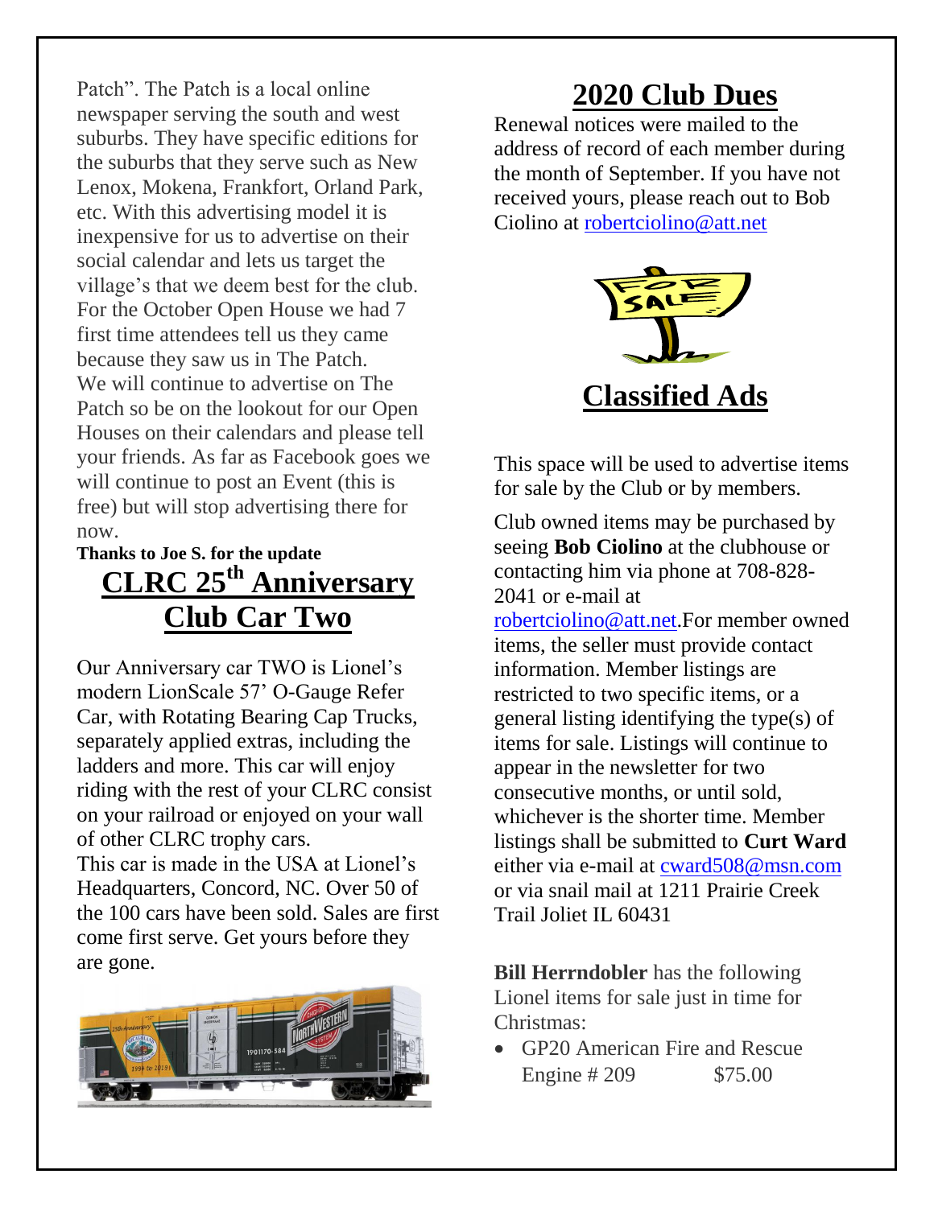Patch". The Patch is a local online newspaper serving the south and west suburbs. They have specific editions for the suburbs that they serve such as New Lenox, Mokena, Frankfort, Orland Park, etc. With this advertising model it is inexpensive for us to advertise on their social calendar and lets us target the village's that we deem best for the club. For the October Open House we had 7 first time attendees tell us they came because they saw us in The Patch. We will continue to advertise on The Patch so be on the lookout for our Open Houses on their calendars and please tell your friends. As far as Facebook goes we will continue to post an Event (this is free) but will stop advertising there for now.

**Thanks to Joe S. for the update**

# CLRC 25th Anniversary Club Car Two

Our Anniversary car TWO is Lionel's modern LionScale 57' O-Gauge Refer Car, with Rotating Bearing Cap Trucks, separately applied extras, including the ladders and more. This car will enjoy riding with the rest of your CLRC consist on your railroad or enjoyed on your wall of other CLRC trophy cars.

This car is made in the USA at Lionel's Headquarters, Concord, NC. Over 50 of the 100 cars have been sold. Sales are first come first serve. Get yours before they are gone.

# 2020 Club Dues

Renewal notices were mailed to the address of record of each member during the month of September. If you have not received yours, please reach out to Bob Ciolino at robertciolino@att.net

# Classified Ads

This space will be used to advertise items for sale by the Club or by members.

Club owned items may be purchased by seeing **Bob Ciolino** at the clubhouse or contacting him via phone at 708-828-2041 or e-mail at robertciolino@att.net.For member owned items, the seller must provide contact information. Member listings are restricted to two specific items, or a general listing identifying the type(s) of items for sale. Listings will continue to appear in the newsletter for two consecutive months, or until sold, whichever is the shorter time. Member listings shall be submitted to **Curt Ward** either via e-mail at cward508@msn.com or via snail mail at 1211 Prairie Creek Trail Joliet IL 60431

**Bill Herrndobler** has the following Lionel items for sale just in time for Christmas:

- GP20 American Fire and Rescue Engine # 209 $75.00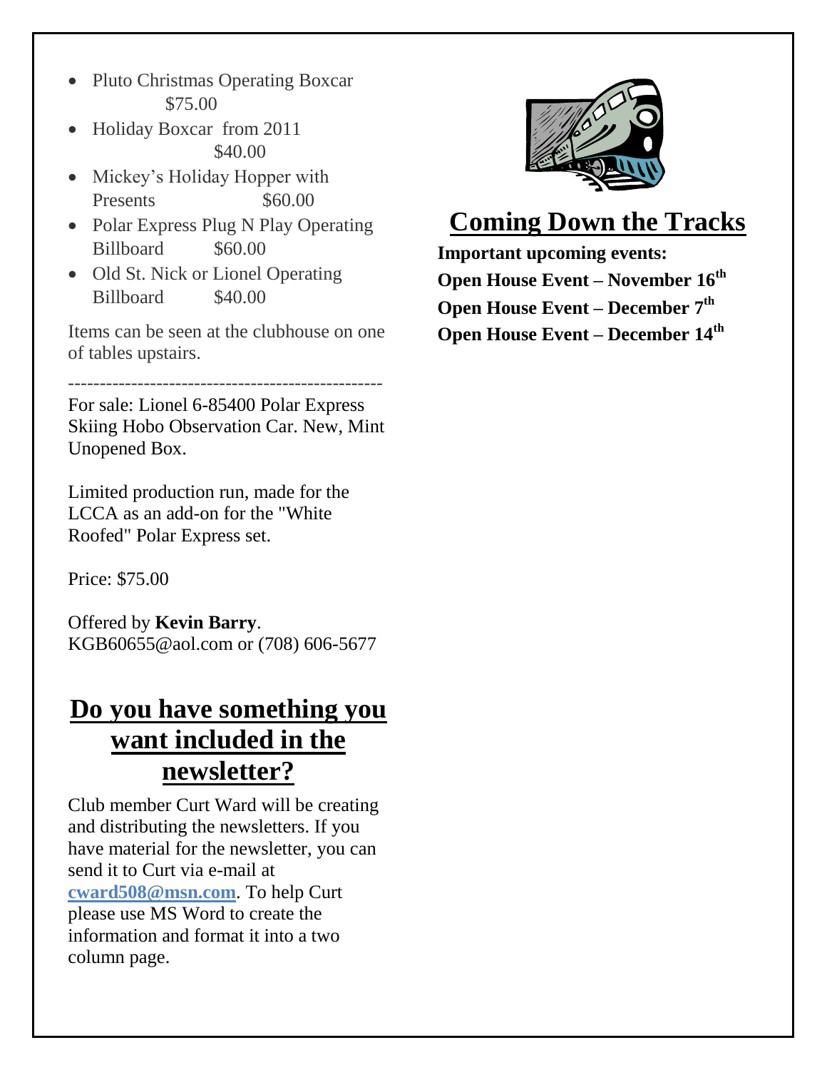- Pluto Christmas Operating Boxcar $75.00
- Holiday Boxcar from 2011 $40.00
- Mickey's Holiday Hopper with Presents $60.00
- Polar Express Plug N Play Operating Billboard $60.00
- Old St. Nick or Lionel Operating Billboard $40.00

Items can be seen at the clubhouse on one of tables upstairs.

---

For sale: Lionel 6-85400 Polar Express Skiing Hobo Observation Car. New, Mint Unopened Box.

Limited production run, made for the LCCA as an add-on for the "White Roofed" Polar Express set.

Price: $75.00

Offered by **Kevin Barry**.
KGB60655@aol.com or (708) 606-5677

## Do you have something you want included in the newsletter?

Club member Curt Ward will be creating and distributing the newsletters. If you have material for the newsletter, you can send it to Curt via e-mail at **cward508@msn.com**. To help Curt please use MS Word to create the information and format it into a two column page.

## Coming Down the Tracks

**Important upcoming events:**

**Open House Event – November 16th**

**Open House Event – December 7th**

**Open House Event – December 14th**